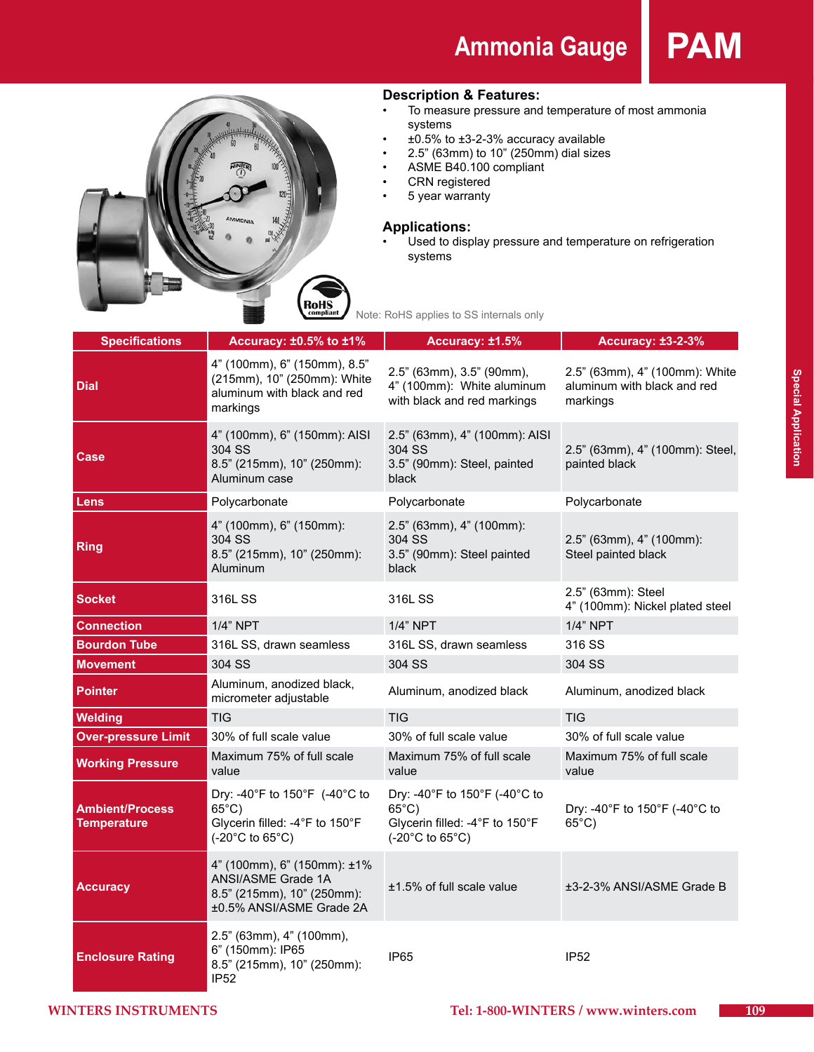# Ammonia Gauge PAM

## Description & Features:

- To measure pressure and temperature of most ammonia systems
- ±0.5% to ±3-2-3% accuracy available
- 2.5" (63mm) to 10" (250mm) dial sizes
- ASME B40.100 compliant
- CRN registered
- 5 year warranty

## Applications:

- Used to display pressure and temperature on refrigeration systems

Note: RoHS applies to SS internals only

| Specifications | Accuracy: ±0.5% to ±1% | Accuracy: ±1.5% | Accuracy: ±3-2-3% |
|---|---|---|---|
| **Dial** | 4" (100mm), 6" (150mm), 8.5" (215mm), 10" (250mm): White aluminum with black and red markings | 2.5" (63mm), 3.5" (90mm), 4" (100mm): White aluminum with black and red markings | 2.5" (63mm), 4" (100mm): White aluminum with black and red markings |
| **Case** | 4" (100mm), 6" (150mm): AISI 304 SS<br>8.5" (215mm), 10" (250mm): Aluminum case | 2.5" (63mm), 4" (100mm): AISI 304 SS<br>3.5" (90mm): Steel, painted black | 2.5" (63mm), 4" (100mm): Steel, painted black |
| **Lens** | Polycarbonate | Polycarbonate | Polycarbonate |
| **Ring** | 4" (100mm), 6" (150mm): 304 SS<br>8.5" (215mm), 10" (250mm): Aluminum | 2.5" (63mm), 4" (100mm): 304 SS<br>3.5" (90mm): Steel painted black | 2.5" (63mm), 4" (100mm): Steel painted black |
| **Socket** | 316L SS | 316L SS | 2.5" (63mm): Steel<br>4" (100mm): Nickel plated steel |
| **Connection** | 1/4" NPT | 1/4" NPT | 1/4" NPT |
| **Bourdon Tube** | 316L SS, drawn seamless | 316L SS, drawn seamless | 316 SS |
| **Movement** | 304 SS | 304 SS | 304 SS |
| **Pointer** | Aluminum, anodized black, micrometer adjustable | Aluminum, anodized black | Aluminum, anodized black |
| **Welding** | TIG | TIG | TIG |
| **Over-pressure Limit** | 30% of full scale value | 30% of full scale value | 30% of full scale value |
| **Working Pressure** | Maximum 75% of full scale value | Maximum 75% of full scale value | Maximum 75% of full scale value |
| **Ambient/Process Temperature** | Dry: -40°F to 150°F (-40°C to 65°C)<br>Glycerin filled: -4°F to 150°F (-20°C to 65°C) | Dry: -40°F to 150°F (-40°C to 65°C)<br>Glycerin filled: -4°F to 150°F (-20°C to 65°C) | Dry: -40°F to 150°F (-40°C to 65°C) |
| **Accuracy** | 4" (100mm), 6" (150mm): ±1% ANSI/ASME Grade 1A<br>8.5" (215mm), 10" (250mm): ±0.5% ANSI/ASME Grade 2A | ±1.5% of full scale value | ±3-2-3% ANSI/ASME Grade B |
| **Enclosure Rating** | 2.5" (63mm), 4" (100mm), 6" (150mm): IP65<br>8.5" (215mm), 10" (250mm): IP52 | IP65 | IP52 |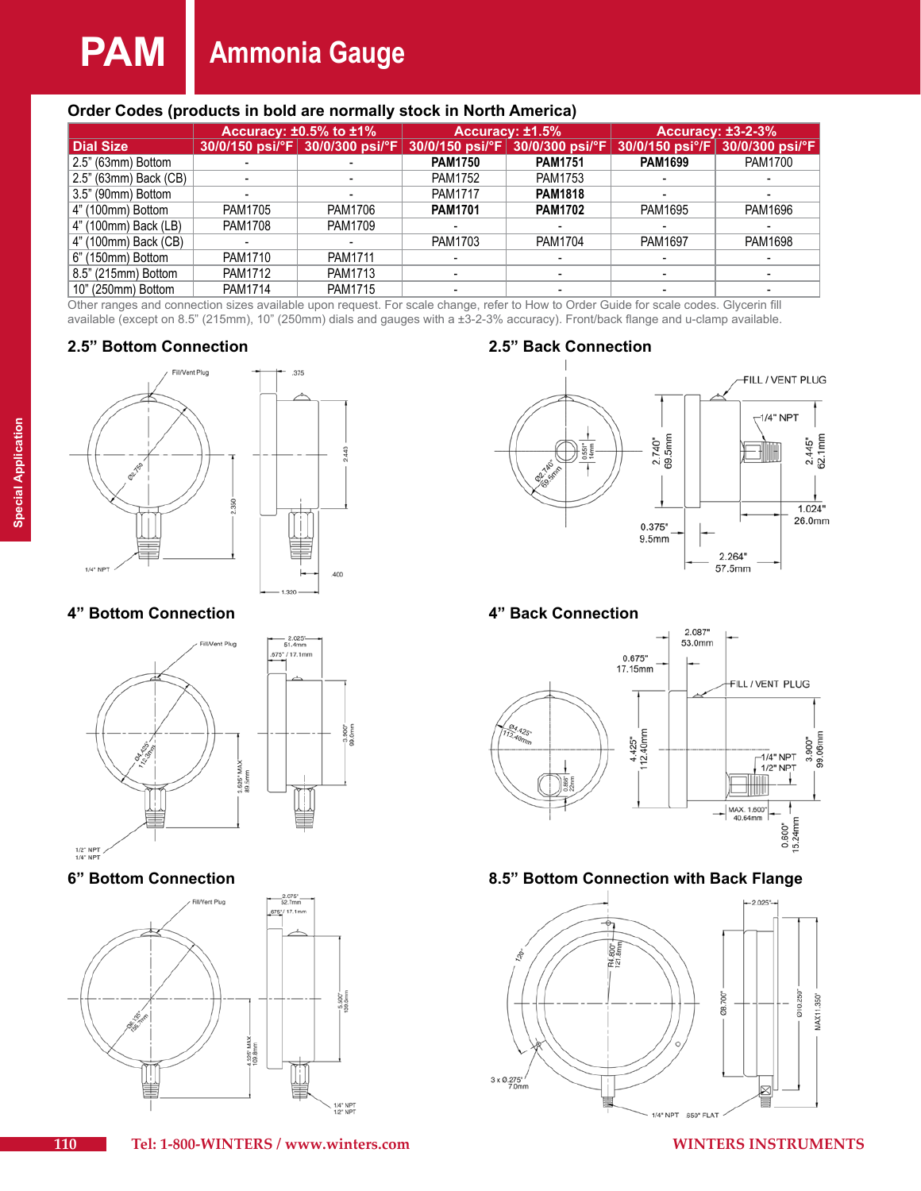# PAM Ammonia Gauge

## Order Codes (products in bold are normally stock in North America)

| | Accuracy: ±0.5% to ±1% | | Accuracy: ±1.5% | | Accuracy: ±3-2-3% | |
|---|---|---|---|---|---|---|
| **Dial Size** | **30/0/150 psi/°F** | **30/0/300 psi/°F** | **30/0/150 psi/°F** | **30/0/300 psi/°F** | **30/0/150 psi°/F** | **30/0/300 psi/°F** |
| 2.5" (63mm) Bottom | - | - | **PAM1750** | **PAM1751** | **PAM1699** | PAM1700 |
| 2.5" (63mm) Back (CB) | - | - | PAM1752 | PAM1753 | - | - |
| 3.5" (90mm) Bottom | - | - | PAM1717 | **PAM1818** | - | - |
| 4" (100mm) Bottom | PAM1705 | PAM1706 | **PAM1701** | **PAM1702** | PAM1695 | PAM1696 |
| 4" (100mm) Back (LB) | PAM1708 | PAM1709 | - | - | - | - |
| 4" (100mm) Back (CB) | - | - | PAM1703 | PAM1704 | PAM1697 | PAM1698 |
| 6" (150mm) Bottom | PAM1710 | PAM1711 | - | - | - | - |
| 8.5" (215mm) Bottom | PAM1712 | PAM1713 | - | - | - | - |
| 10" (250mm) Bottom | PAM1714 | PAM1715 | - | - | - | - |

Other ranges and connection sizes available upon request. For scale change, refer to How to Order Guide for scale codes. Glycerin fill available (except on 8.5" (215mm), 10" (250mm) dials and gauges with a ±3-2-3% accuracy). Front/back flange and u-clamp available.

### 2.5" Bottom Connection

### 2.5" Back Connection

### 4" Bottom Connection

### 4" Back Connection

### 6" Bottom Connection

### 8.5" Bottom Connection with Back Flange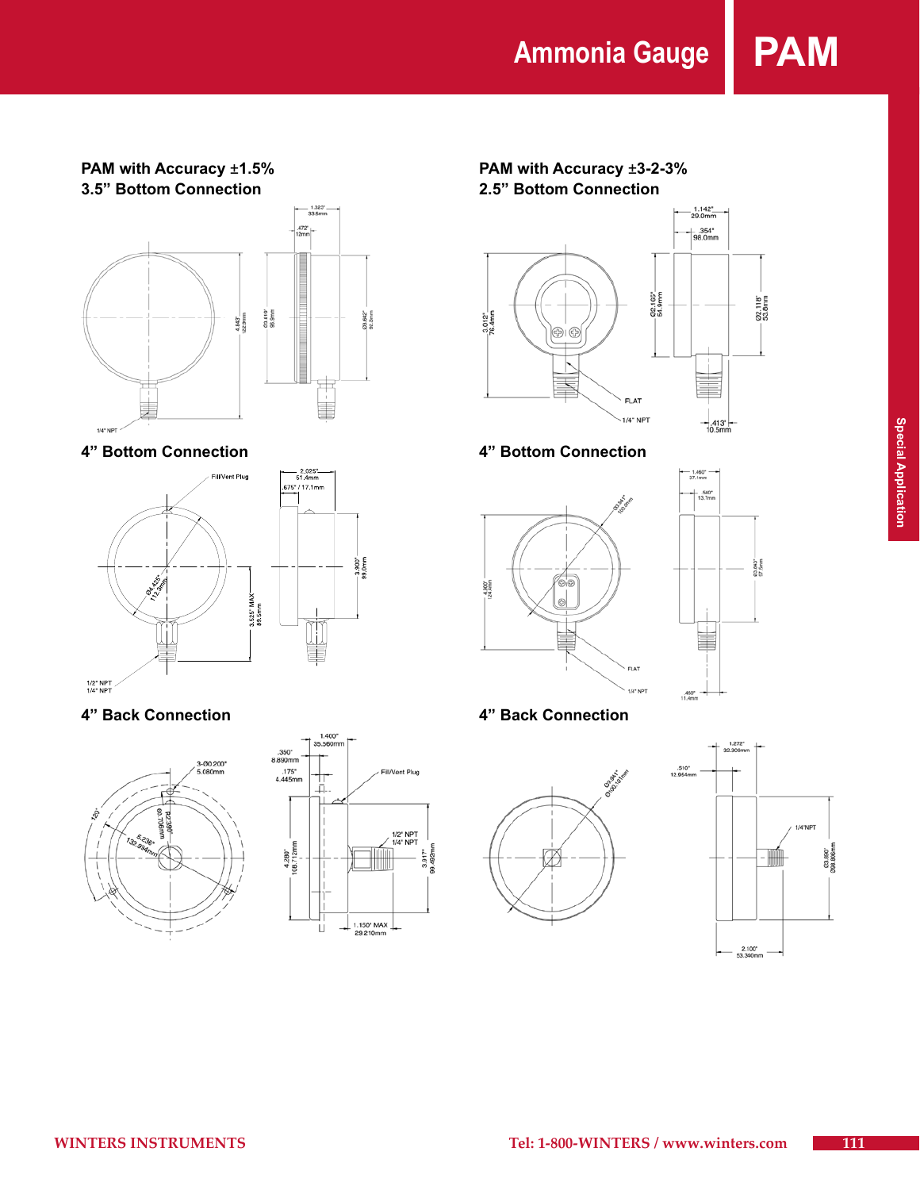# Ammonia Gauge PAM

## PAM with Accuracy ±1.5%

### 3.5" Bottom Connection

1.323"
33.6mm
.472"
12mm
4.843"
122.9mm
Ø3.819"
96.9mm
Ø3.642"
92.5mm
1/4" NPT

### 4" Bottom Connection

Fill/Vent Plug
2.025"
51.4mm
.675" / 17.1mm
Ø4.425"
112.3mm
3.525" MAX
89.5mm
3.900"
99.0mm
1/2" NPT
1/4" NPT

### 4" Back Connection

1.400"
35.560mm
.350"
8.890mm
.175"
4.445mm
3-Ø0.200"
5.080mm
120°
R2.390"
60.706mm
5.236"
132.994mm
Fill/Vent Plug
1/2" NPT
1/4" NPT
4.280"
108.712mm
3.917"
99.492mm
1.150" MAX
29.210mm

## PAM with Accuracy ±3-2-3%

### 2.5" Bottom Connection

1.142"
29.0mm
.354"
98.0mm
3.012"
76.4mm
Ø2.165"
54.9mm
Ø2.118"
53.8mm
FLAT
1/4" NPT
.413"
10.5mm

### 4" Bottom Connection

1.460"
37.1mm
.540"
13.7mm
Ø3.941"
100.0mm
4.900"
124.4mm
Ø3.843"
97.5mm
FLAT
1/4" NPT
.450"
11.4mm

### 4" Back Connection

1.272"
32.309mm
.510"
12.954mm
Ø3.941"
Ø100.101mm
1/4"NPT
Ø3.890"
Ø98.806mm
2.100"
53.340mm

Special Application

WINTERS INSTRUMENTS

Tel: 1-800-WINTERS / www.winters.com